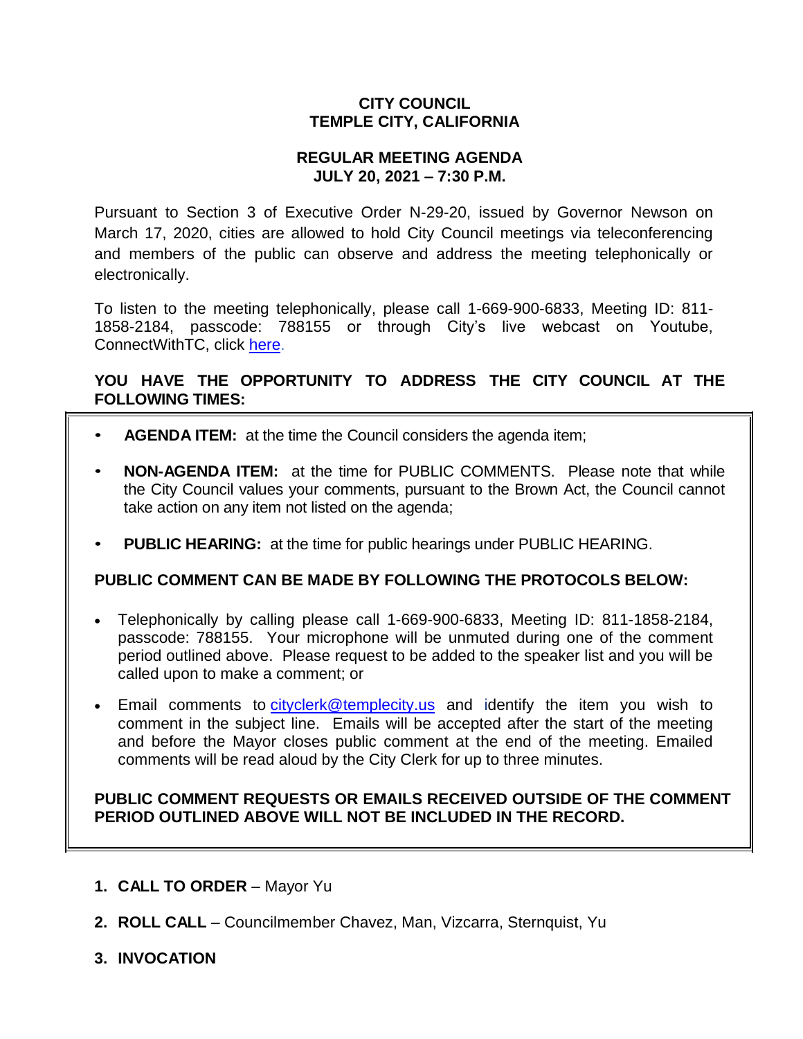**CITY COUNCIL**
**TEMPLE CITY, CALIFORNIA**

**REGULAR MEETING AGENDA**
**JULY 20, 2021 – 7:30 P.M.**

Pursuant to Section 3 of Executive Order N-29-20, issued by Governor Newson on March 17, 2020, cities are allowed to hold City Council meetings via teleconferencing and members of the public can observe and address the meeting telephonically or electronically.

To listen to the meeting telephonically, please call 1-669-900-6833, Meeting ID: 811-1858-2184, passcode: 788155 or through City's live webcast on Youtube, ConnectWithTC, click [here](here).

**YOU HAVE THE OPPORTUNITY TO ADDRESS THE CITY COUNCIL AT THE FOLLOWING TIMES:**

- **AGENDA ITEM:** at the time the Council considers the agenda item;
- **NON-AGENDA ITEM:** at the time for PUBLIC COMMENTS. Please note that while the City Council values your comments, pursuant to the Brown Act, the Council cannot take action on any item not listed on the agenda;
- **PUBLIC HEARING:** at the time for public hearings under PUBLIC HEARING.

**PUBLIC COMMENT CAN BE MADE BY FOLLOWING THE PROTOCOLS BELOW:**

- Telephonically by calling please call 1-669-900-6833, Meeting ID: 811-1858-2184, passcode: 788155. Your microphone will be unmuted during one of the comment period outlined above. Please request to be added to the speaker list and you will be called upon to make a comment; or
- Email comments to cityclerk@templecity.us and identify the item you wish to comment in the subject line. Emails will be accepted after the start of the meeting and before the Mayor closes public comment at the end of the meeting. Emailed comments will be read aloud by the City Clerk for up to three minutes.

**PUBLIC COMMENT REQUESTS OR EMAILS RECEIVED OUTSIDE OF THE COMMENT PERIOD OUTLINED ABOVE WILL NOT BE INCLUDED IN THE RECORD.**

1. **CALL TO ORDER** – Mayor Yu
2. **ROLL CALL** – Councilmember Chavez, Man, Vizcarra, Sternquist, Yu
3. **INVOCATION**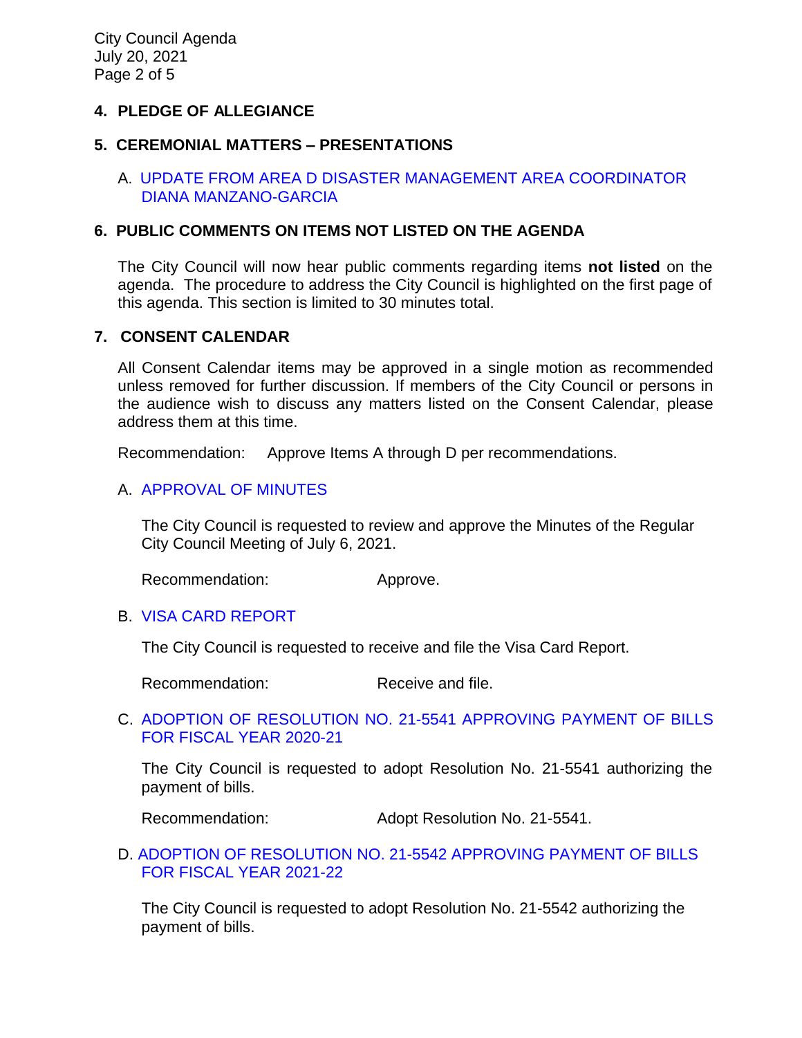## 4. PLEDGE OF ALLEGIANCE

## 5. CEREMONIAL MATTERS – PRESENTATIONS

A. UPDATE FROM AREA D DISASTER MANAGEMENT AREA COORDINATOR DIANA MANZANO-GARCIA

## 6. PUBLIC COMMENTS ON ITEMS NOT LISTED ON THE AGENDA

The City Council will now hear public comments regarding items **not listed** on the agenda. The procedure to address the City Council is highlighted on the first page of this agenda. This section is limited to 30 minutes total.

## 7. CONSENT CALENDAR

All Consent Calendar items may be approved in a single motion as recommended unless removed for further discussion. If members of the City Council or persons in the audience wish to discuss any matters listed on the Consent Calendar, please address them at this time.

Recommendation: Approve Items A through D per recommendations.

A. APPROVAL OF MINUTES

The City Council is requested to review and approve the Minutes of the Regular City Council Meeting of July 6, 2021.

Recommendation: Approve.

B. VISA CARD REPORT

The City Council is requested to receive and file the Visa Card Report.

Recommendation: Receive and file.

C. ADOPTION OF RESOLUTION NO. 21-5541 APPROVING PAYMENT OF BILLS FOR FISCAL YEAR 2020-21

The City Council is requested to adopt Resolution No. 21-5541 authorizing the payment of bills.

Recommendation: Adopt Resolution No. 21-5541.

D. ADOPTION OF RESOLUTION NO. 21-5542 APPROVING PAYMENT OF BILLS FOR FISCAL YEAR 2021-22

The City Council is requested to adopt Resolution No. 21-5542 authorizing the payment of bills.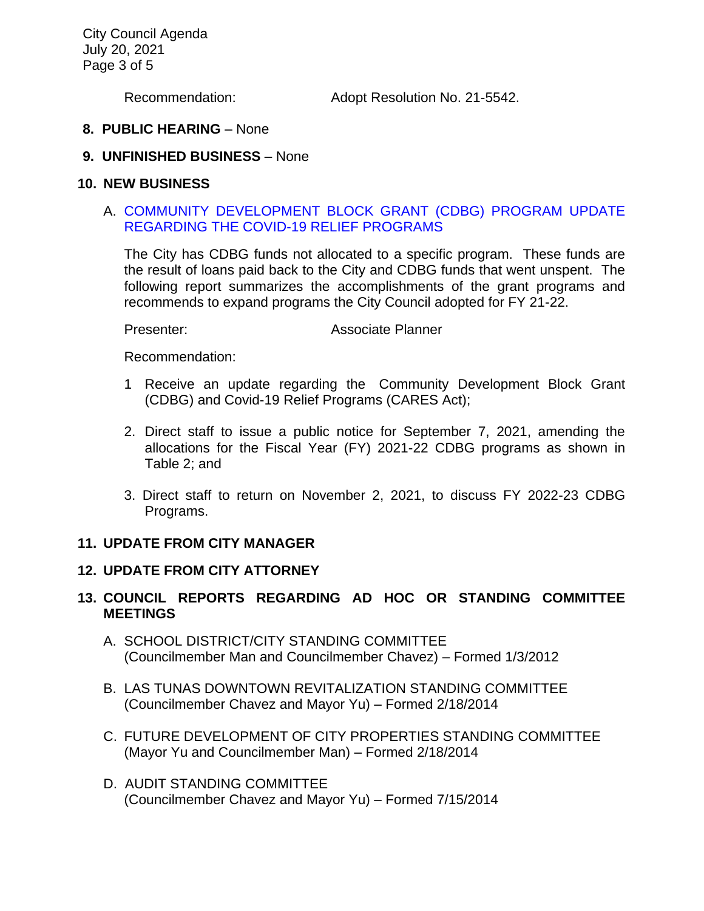Recommendation: Adopt Resolution No. 21-5542.

**8. PUBLIC HEARING** – None

**9. UNFINISHED BUSINESS** – None

**10. NEW BUSINESS**

A. COMMUNITY DEVELOPMENT BLOCK GRANT (CDBG) PROGRAM UPDATE REGARDING THE COVID-19 RELIEF PROGRAMS

The City has CDBG funds not allocated to a specific program. These funds are the result of loans paid back to the City and CDBG funds that went unspent. The following report summarizes the accomplishments of the grant programs and recommends to expand programs the City Council adopted for FY 21-22.

Presenter: Associate Planner

Recommendation:

1. Receive an update regarding the Community Development Block Grant (CDBG) and Covid-19 Relief Programs (CARES Act);

2. Direct staff to issue a public notice for September 7, 2021, amending the allocations for the Fiscal Year (FY) 2021-22 CDBG programs as shown in Table 2; and

3. Direct staff to return on November 2, 2021, to discuss FY 2022-23 CDBG Programs.

**11. UPDATE FROM CITY MANAGER**

**12. UPDATE FROM CITY ATTORNEY**

**13. COUNCIL REPORTS REGARDING AD HOC OR STANDING COMMITTEE MEETINGS**

A. SCHOOL DISTRICT/CITY STANDING COMMITTEE
(Councilmember Man and Councilmember Chavez) – Formed 1/3/2012

B. LAS TUNAS DOWNTOWN REVITALIZATION STANDING COMMITTEE
(Councilmember Chavez and Mayor Yu) – Formed 2/18/2014

C. FUTURE DEVELOPMENT OF CITY PROPERTIES STANDING COMMITTEE
(Mayor Yu and Councilmember Man) – Formed 2/18/2014

D. AUDIT STANDING COMMITTEE
(Councilmember Chavez and Mayor Yu) – Formed 7/15/2014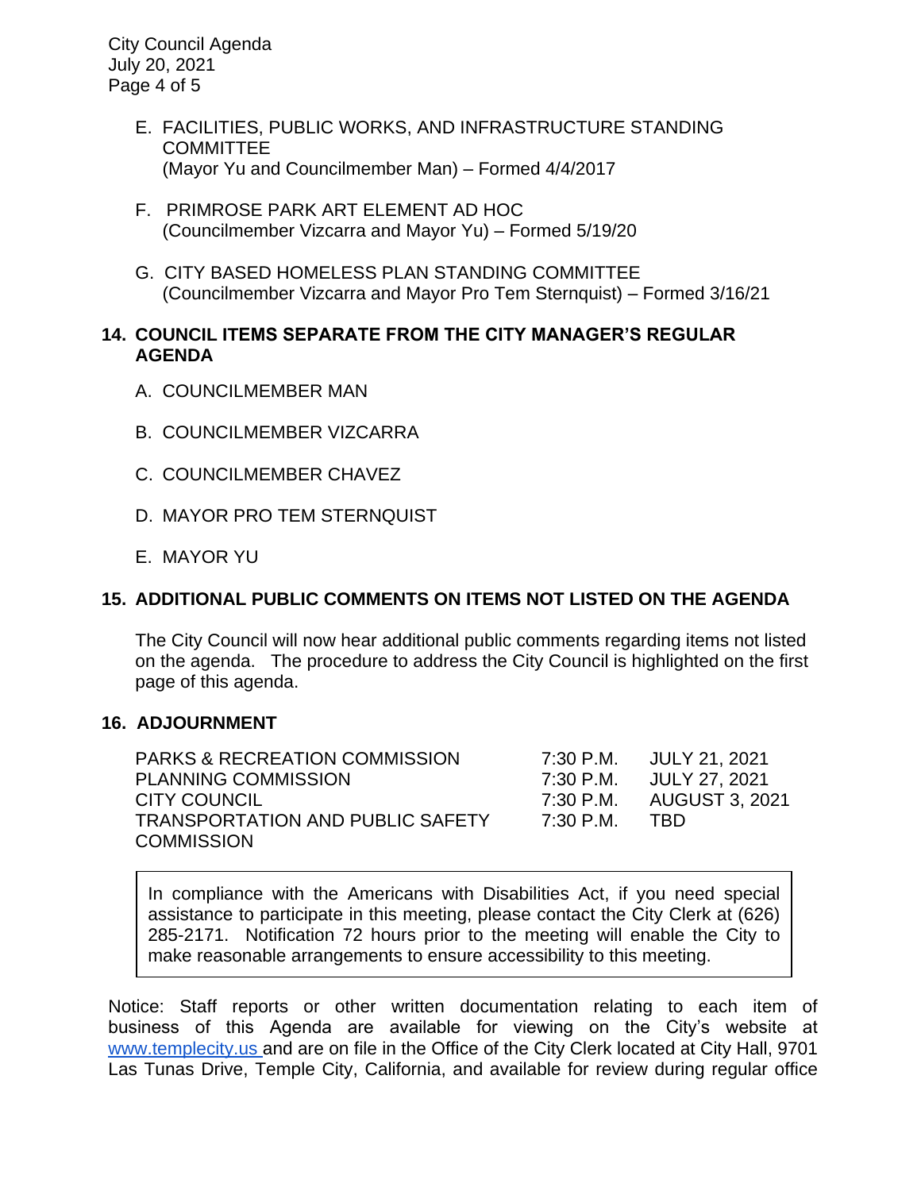E. FACILITIES, PUBLIC WORKS, AND INFRASTRUCTURE STANDING COMMITTEE
   (Mayor Yu and Councilmember Man) – Formed 4/4/2017

F. PRIMROSE PARK ART ELEMENT AD HOC
   (Councilmember Vizcarra and Mayor Yu) – Formed 5/19/20

G. CITY BASED HOMELESS PLAN STANDING COMMITTEE
   (Councilmember Vizcarra and Mayor Pro Tem Sternquist) – Formed 3/16/21

## 14. COUNCIL ITEMS SEPARATE FROM THE CITY MANAGER'S REGULAR AGENDA

A. COUNCILMEMBER MAN

B. COUNCILMEMBER VIZCARRA

C. COUNCILMEMBER CHAVEZ

D. MAYOR PRO TEM STERNQUIST

E. MAYOR YU

## 15. ADDITIONAL PUBLIC COMMENTS ON ITEMS NOT LISTED ON THE AGENDA

The City Council will now hear additional public comments regarding items not listed on the agenda. The procedure to address the City Council is highlighted on the first page of this agenda.

## 16. ADJOURNMENT

| | | |
|---|---|---|
| PARKS & RECREATION COMMISSION | 7:30 P.M. | JULY 21, 2021 |
| PLANNING COMMISSION | 7:30 P.M. | JULY 27, 2021 |
| CITY COUNCIL | 7:30 P.M. | AUGUST 3, 2021 |
| TRANSPORTATION AND PUBLIC SAFETY COMMISSION | 7:30 P.M. | TBD |

> In compliance with the Americans with Disabilities Act, if you need special assistance to participate in this meeting, please contact the City Clerk at (626) 285-2171. Notification 72 hours prior to the meeting will enable the City to make reasonable arrangements to ensure accessibility to this meeting.

Notice: Staff reports or other written documentation relating to each item of business of this Agenda are available for viewing on the City's website at www.templecity.us and are on file in the Office of the City Clerk located at City Hall, 9701 Las Tunas Drive, Temple City, California, and available for review during regular office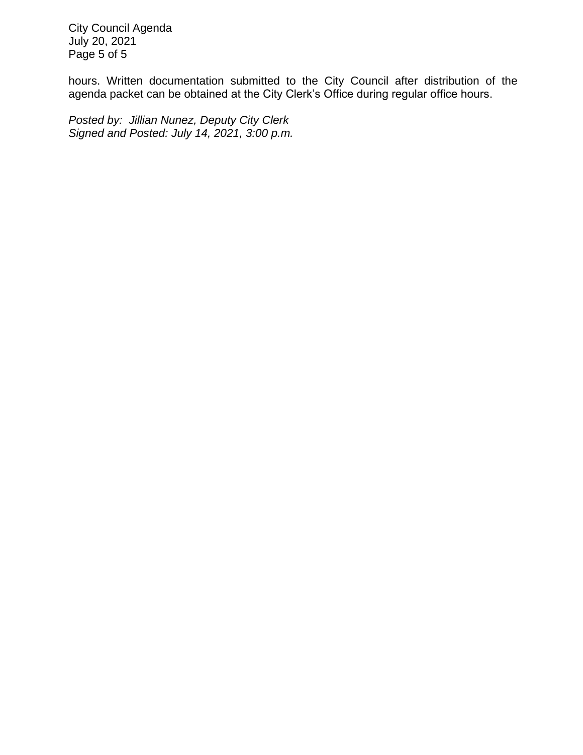hours. Written documentation submitted to the City Council after distribution of the agenda packet can be obtained at the City Clerk's Office during regular office hours.

*Posted by: Jillian Nunez, Deputy City Clerk*
*Signed and Posted: July 14, 2021, 3:00 p.m.*